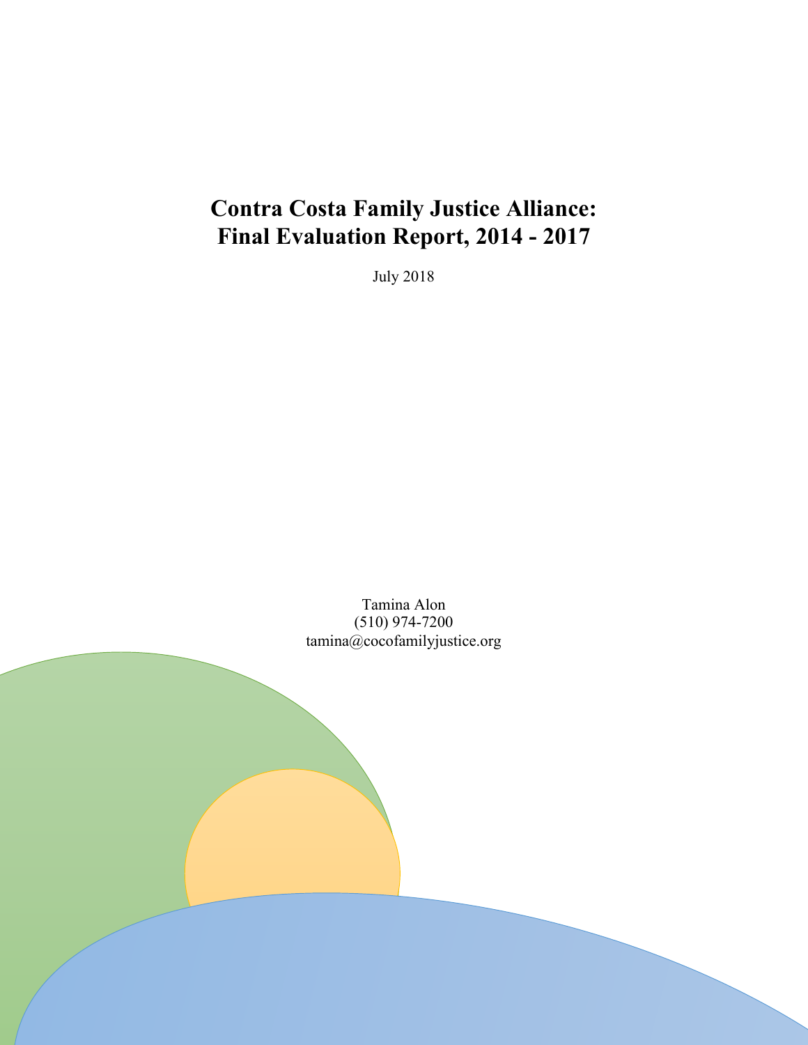# Contra Costa Family Justice Alliance: Final Evaluation Report, 2014 - 2017

July 2018

Tamina Alon
(510) 974-7200
tamina@cocofamilyjustice.org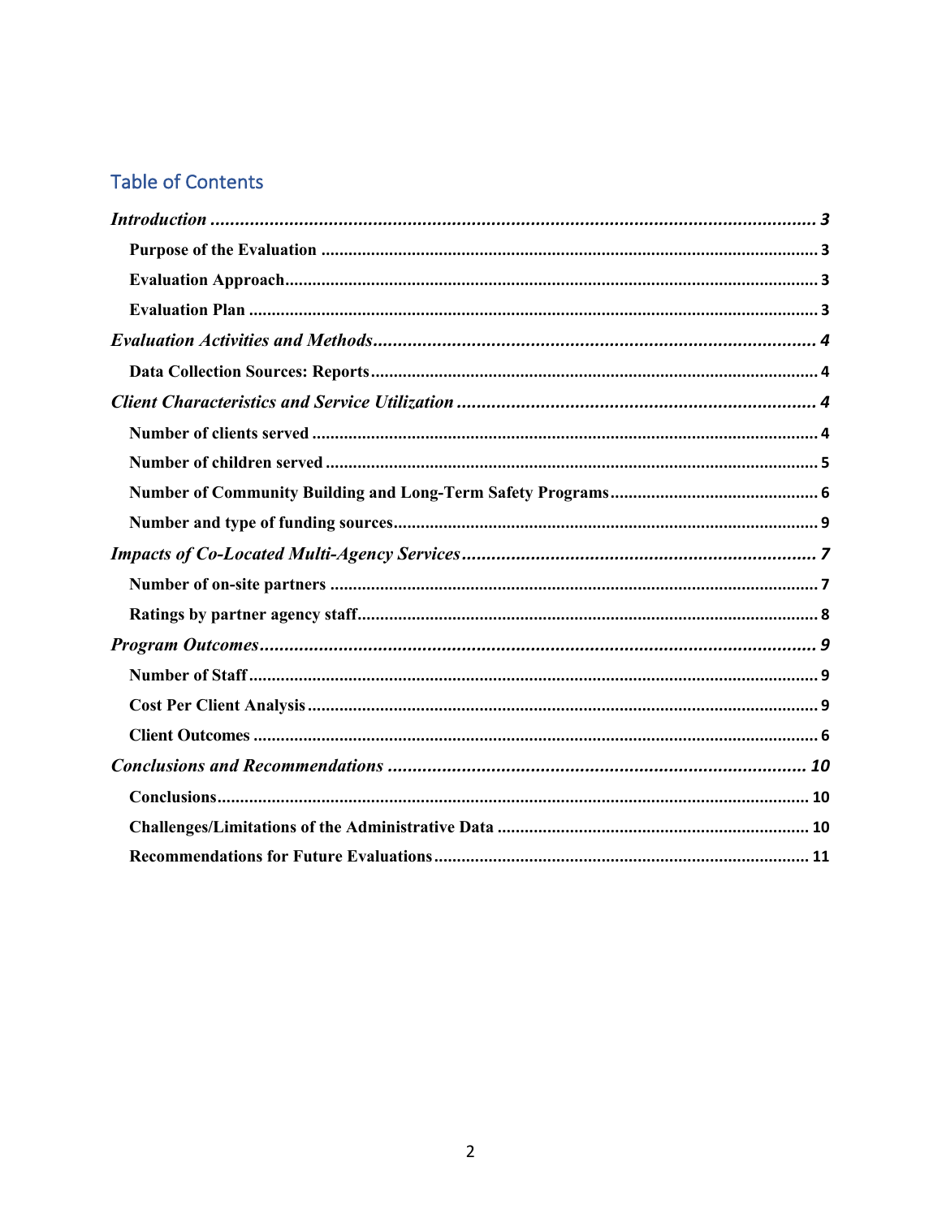## Table of Contents

*Introduction* ............................................................ *3*

**Purpose of the Evaluation** ............................................................ 3

**Evaluation Approach** ............................................................ 3

**Evaluation Plan** ............................................................ 3

*Evaluation Activities and Methods* ............................................................ *4*

**Data Collection Sources: Reports** ............................................................ 4

*Client Characteristics and Service Utilization* ............................................................ *4*

**Number of clients served** ............................................................ 4

**Number of children served** ............................................................ 5

**Number of Community Building and Long-Term Safety Programs** ............................................................ 6

**Number and type of funding sources** ............................................................ 9

*Impacts of Co-Located Multi-Agency Services* ............................................................ *7*

**Number of on-site partners** ............................................................ 7

**Ratings by partner agency staff** ............................................................ 8

*Program Outcomes* ............................................................ *9*

**Number of Staff** ............................................................ 9

**Cost Per Client Analysis** ............................................................ 9

**Client Outcomes** ............................................................ 6

*Conclusions and Recommendations* ............................................................ *10*

**Conclusions** ............................................................ 10

**Challenges/Limitations of the Administrative Data** ............................................................ 10

**Recommendations for Future Evaluations** ............................................................ 11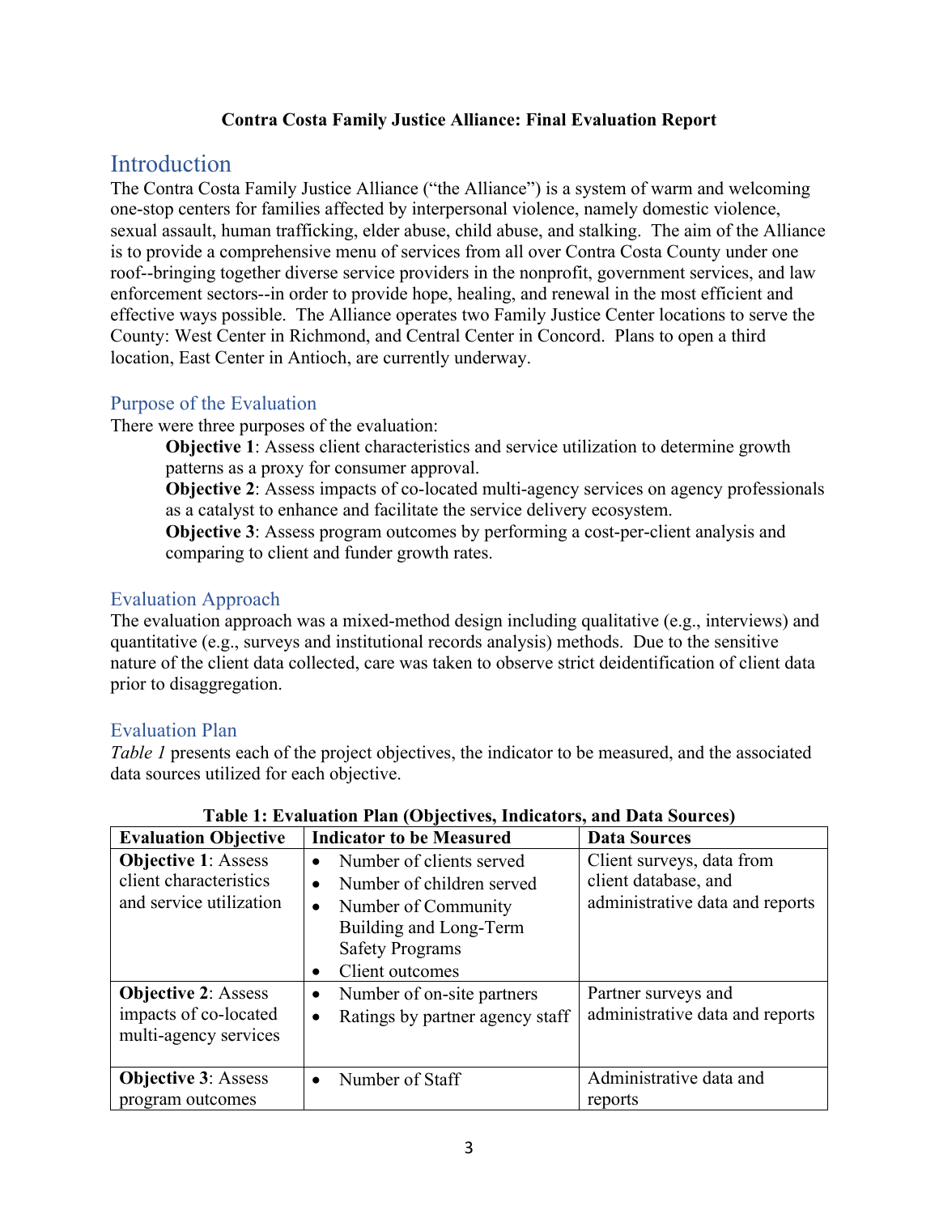**Contra Costa Family Justice Alliance: Final Evaluation Report**

# Introduction

The Contra Costa Family Justice Alliance ("the Alliance") is a system of warm and welcoming one-stop centers for families affected by interpersonal violence, namely domestic violence, sexual assault, human trafficking, elder abuse, child abuse, and stalking. The aim of the Alliance is to provide a comprehensive menu of services from all over Contra Costa County under one roof--bringing together diverse service providers in the nonprofit, government services, and law enforcement sectors--in order to provide hope, healing, and renewal in the most efficient and effective ways possible. The Alliance operates two Family Justice Center locations to serve the County: West Center in Richmond, and Central Center in Concord. Plans to open a third location, East Center in Antioch, are currently underway.

## Purpose of the Evaluation

There were three purposes of the evaluation:

**Objective 1**: Assess client characteristics and service utilization to determine growth patterns as a proxy for consumer approval.

**Objective 2**: Assess impacts of co-located multi-agency services on agency professionals as a catalyst to enhance and facilitate the service delivery ecosystem.

**Objective 3**: Assess program outcomes by performing a cost-per-client analysis and comparing to client and funder growth rates.

## Evaluation Approach

The evaluation approach was a mixed-method design including qualitative (e.g., interviews) and quantitative (e.g., surveys and institutional records analysis) methods. Due to the sensitive nature of the client data collected, care was taken to observe strict deidentification of client data prior to disaggregation.

## Evaluation Plan

*Table 1* presents each of the project objectives, the indicator to be measured, and the associated data sources utilized for each objective.

**Table 1: Evaluation Plan (Objectives, Indicators, and Data Sources)**

| Evaluation Objective | Indicator to be Measured | Data Sources |
|---|---|---|
| **Objective 1**: Assess client characteristics and service utilization | • Number of clients served<br>• Number of children served<br>• Number of Community Building and Long-Term Safety Programs<br>• Client outcomes | Client surveys, data from client database, and administrative data and reports |
| **Objective 2**: Assess impacts of co-located multi-agency services | • Number of on-site partners<br>• Ratings by partner agency staff | Partner surveys and administrative data and reports |
| **Objective 3**: Assess program outcomes | • Number of Staff | Administrative data and reports |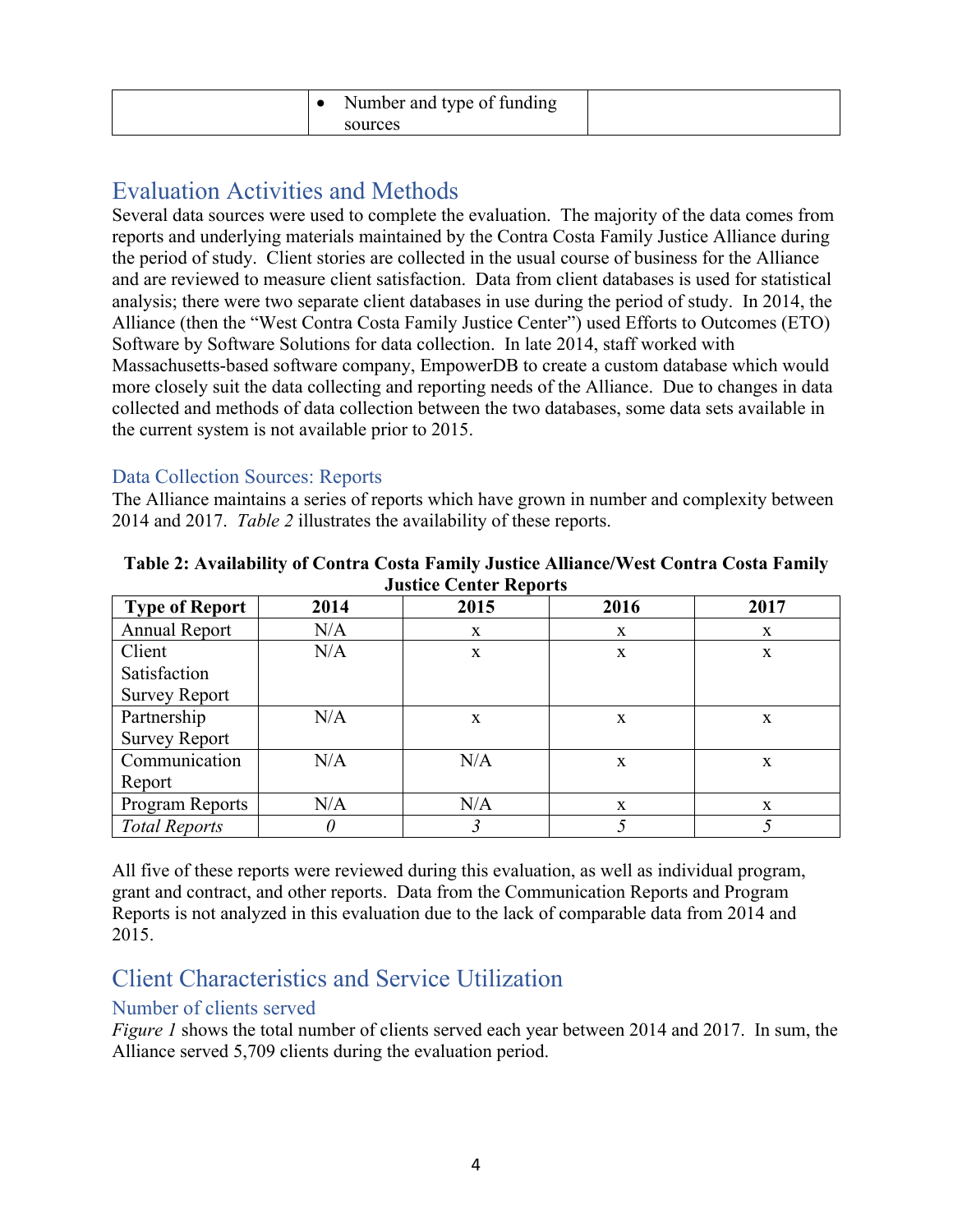| | • Number and type of funding sources | |
|---|---|---|

## Evaluation Activities and Methods

Several data sources were used to complete the evaluation. The majority of the data comes from reports and underlying materials maintained by the Contra Costa Family Justice Alliance during the period of study. Client stories are collected in the usual course of business for the Alliance and are reviewed to measure client satisfaction. Data from client databases is used for statistical analysis; there were two separate client databases in use during the period of study. In 2014, the Alliance (then the "West Contra Costa Family Justice Center") used Efforts to Outcomes (ETO) Software by Software Solutions for data collection. In late 2014, staff worked with Massachusetts-based software company, EmpowerDB to create a custom database which would more closely suit the data collecting and reporting needs of the Alliance. Due to changes in data collected and methods of data collection between the two databases, some data sets available in the current system is not available prior to 2015.

### Data Collection Sources: Reports

The Alliance maintains a series of reports which have grown in number and complexity between 2014 and 2017. *Table 2* illustrates the availability of these reports.

**Table 2: Availability of Contra Costa Family Justice Alliance/West Contra Costa Family Justice Center Reports**

| Type of Report | 2014 | 2015 | 2016 | 2017 |
|---|---|---|---|---|
| Annual Report | N/A | x | x | x |
| Client Satisfaction Survey Report | N/A | x | x | x |
| Partnership Survey Report | N/A | x | x | x |
| Communication Report | N/A | N/A | x | x |
| Program Reports | N/A | N/A | x | x |
| *Total Reports* | *0* | *3* | *5* | *5* |

All five of these reports were reviewed during this evaluation, as well as individual program, grant and contract, and other reports. Data from the Communication Reports and Program Reports is not analyzed in this evaluation due to the lack of comparable data from 2014 and 2015.

## Client Characteristics and Service Utilization

### Number of clients served

*Figure 1* shows the total number of clients served each year between 2014 and 2017. In sum, the Alliance served 5,709 clients during the evaluation period.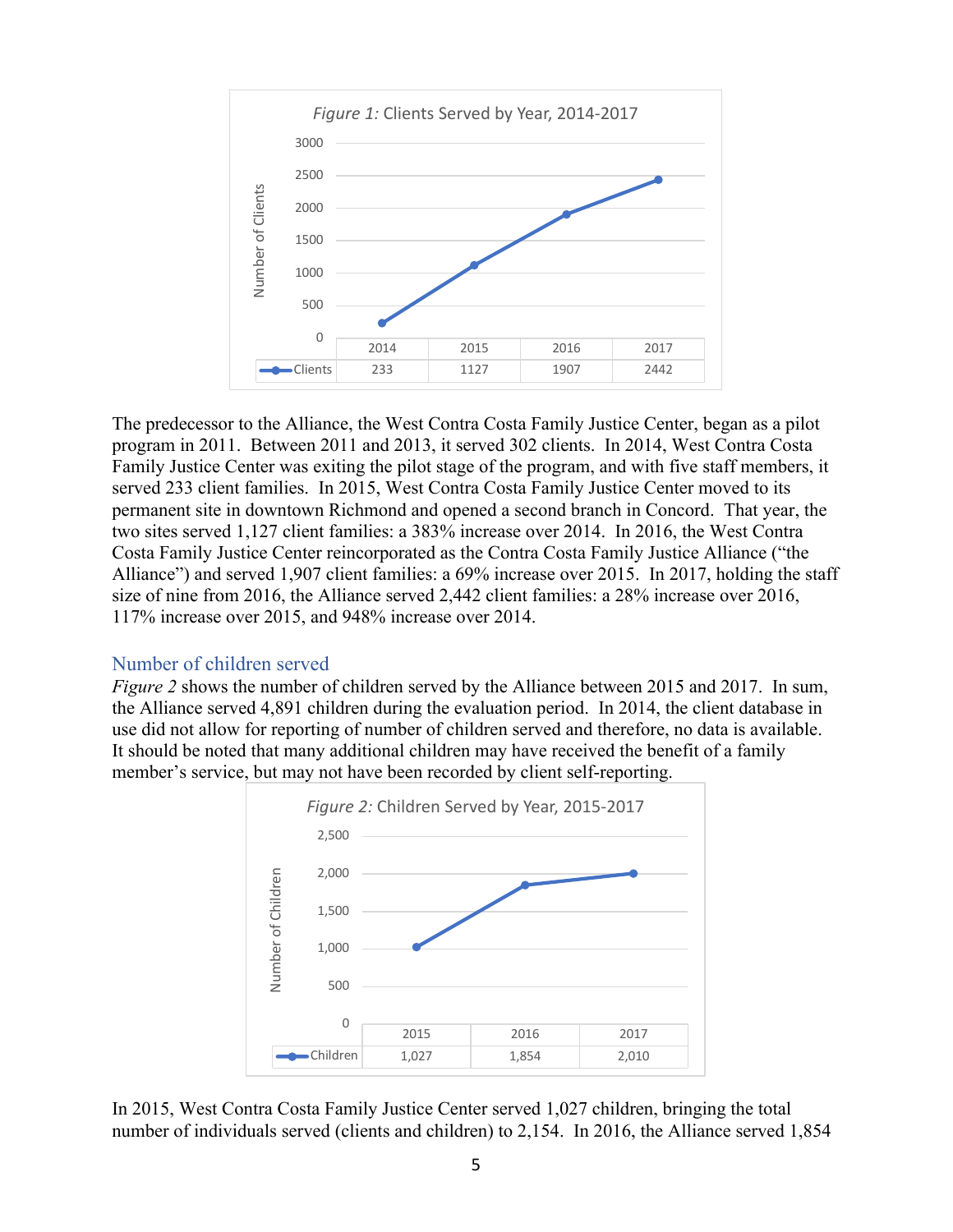*Figure 1:* Clients Served by Year, 2014-2017

| | 2014 | 2015 | 2016 | 2017 |
|---|---|---|---|---|
| Clients | 233 | 1127 | 1907 | 2442 |

The predecessor to the Alliance, the West Contra Costa Family Justice Center, began as a pilot program in 2011. Between 2011 and 2013, it served 302 clients. In 2014, West Contra Costa Family Justice Center was exiting the pilot stage of the program, and with five staff members, it served 233 client families. In 2015, West Contra Costa Family Justice Center moved to its permanent site in downtown Richmond and opened a second branch in Concord. That year, the two sites served 1,127 client families: a 383% increase over 2014. In 2016, the West Contra Costa Family Justice Center reincorporated as the Contra Costa Family Justice Alliance ("the Alliance") and served 1,907 client families: a 69% increase over 2015. In 2017, holding the staff size of nine from 2016, the Alliance served 2,442 client families: a 28% increase over 2016, 117% increase over 2015, and 948% increase over 2014.

## Number of children served

*Figure 2* shows the number of children served by the Alliance between 2015 and 2017. In sum, the Alliance served 4,891 children during the evaluation period. In 2014, the client database in use did not allow for reporting of number of children served and therefore, no data is available. It should be noted that many additional children may have received the benefit of a family member's service, but may not have been recorded by client self-reporting.

*Figure 2:* Children Served by Year, 2015-2017

| | 2015 | 2016 | 2017 |
|---|---|---|---|
| Children | 1,027 | 1,854 | 2,010 |

In 2015, West Contra Costa Family Justice Center served 1,027 children, bringing the total number of individuals served (clients and children) to 2,154. In 2016, the Alliance served 1,854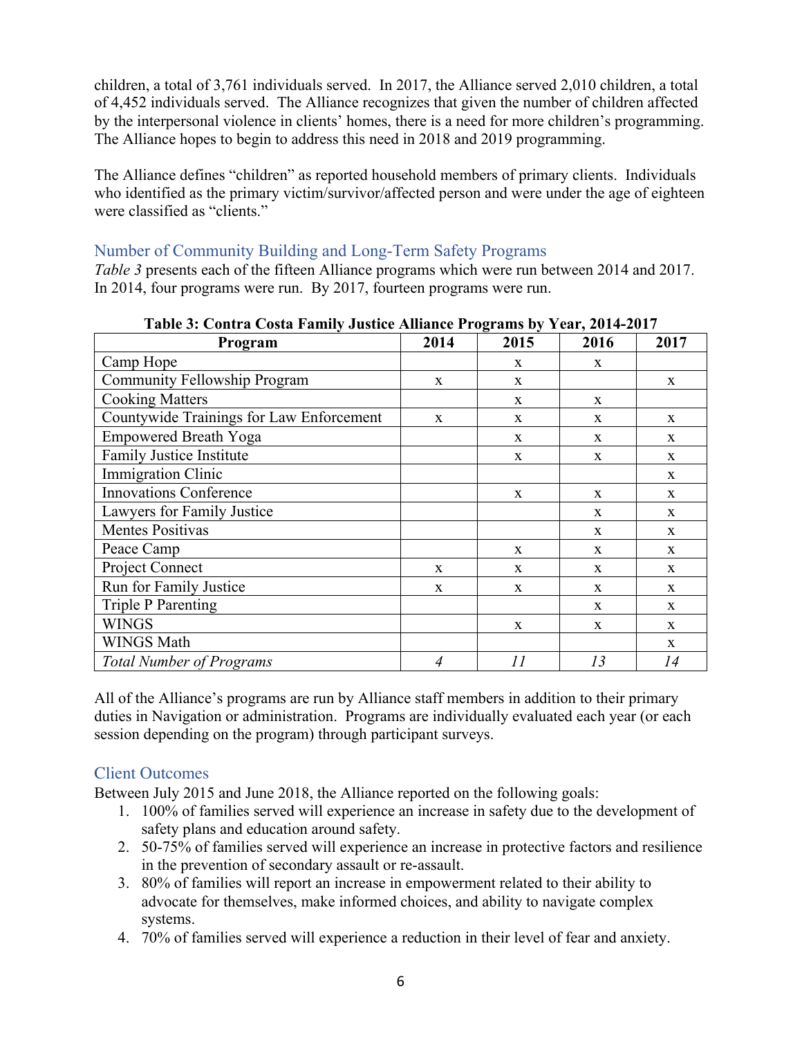children, a total of 3,761 individuals served. In 2017, the Alliance served 2,010 children, a total of 4,452 individuals served. The Alliance recognizes that given the number of children affected by the interpersonal violence in clients' homes, there is a need for more children's programming. The Alliance hopes to begin to address this need in 2018 and 2019 programming.

The Alliance defines "children" as reported household members of primary clients. Individuals who identified as the primary victim/survivor/affected person and were under the age of eighteen were classified as "clients."

## Number of Community Building and Long-Term Safety Programs

*Table 3* presents each of the fifteen Alliance programs which were run between 2014 and 2017. In 2014, four programs were run. By 2017, fourteen programs were run.

**Table 3: Contra Costa Family Justice Alliance Programs by Year, 2014-2017**

| Program | 2014 | 2015 | 2016 | 2017 |
|---|---|---|---|---|
| Camp Hope | | x | x | |
| Community Fellowship Program | x | x | | x |
| Cooking Matters | | x | x | |
| Countywide Trainings for Law Enforcement | x | x | x | x |
| Empowered Breath Yoga | | x | x | x |
| Family Justice Institute | | x | x | x |
| Immigration Clinic | | | | x |
| Innovations Conference | | x | x | x |
| Lawyers for Family Justice | | | x | x |
| Mentes Positivas | | | x | x |
| Peace Camp | | x | x | x |
| Project Connect | x | x | x | x |
| Run for Family Justice | x | x | x | x |
| Triple P Parenting | | | x | x |
| WINGS | | x | x | x |
| WINGS Math | | | | x |
| *Total Number of Programs* | *4* | *11* | *13* | *14* |

All of the Alliance's programs are run by Alliance staff members in addition to their primary duties in Navigation or administration. Programs are individually evaluated each year (or each session depending on the program) through participant surveys.

## Client Outcomes

Between July 2015 and June 2018, the Alliance reported on the following goals:

1. 100% of families served will experience an increase in safety due to the development of safety plans and education around safety.
2. 50-75% of families served will experience an increase in protective factors and resilience in the prevention of secondary assault or re-assault.
3. 80% of families will report an increase in empowerment related to their ability to advocate for themselves, make informed choices, and ability to navigate complex systems.
4. 70% of families served will experience a reduction in their level of fear and anxiety.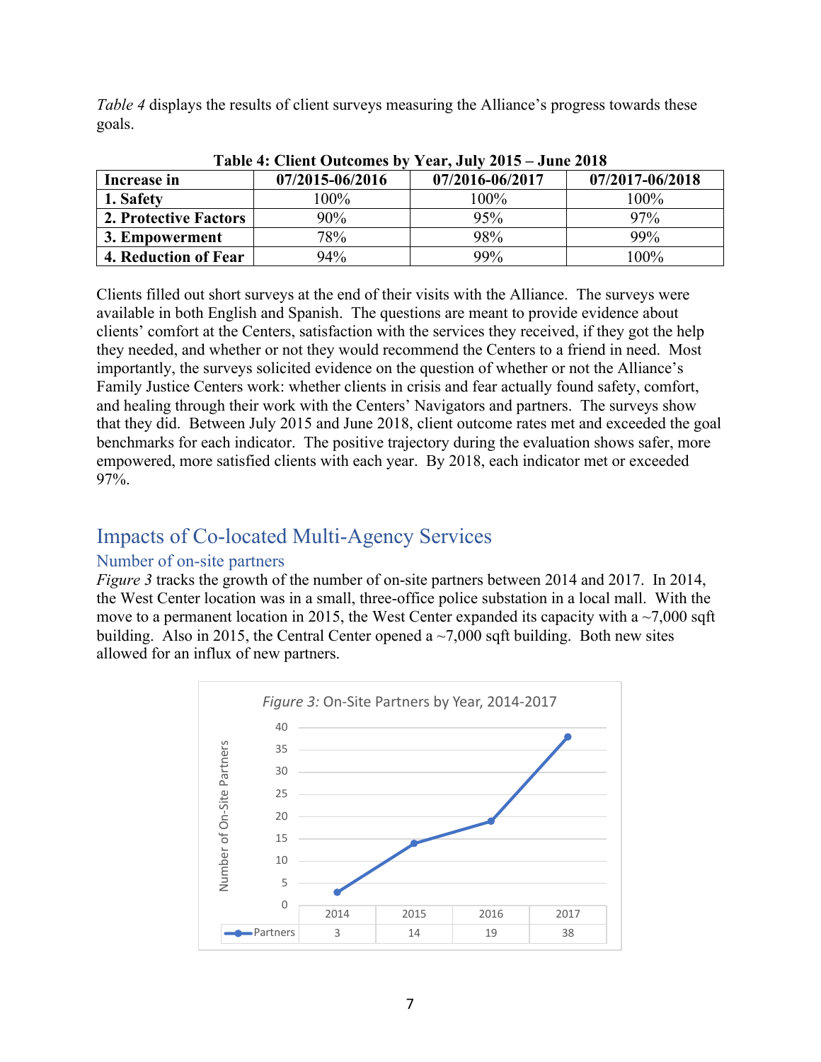*Table 4* displays the results of client surveys measuring the Alliance's progress towards these goals.

**Table 4: Client Outcomes by Year, July 2015 – June 2018**

| Increase in | 07/2015-06/2016 | 07/2016-06/2017 | 07/2017-06/2018 |
|---|---|---|---|
| **1. Safety** | 100% | 100% | 100% |
| **2. Protective Factors** | 90% | 95% | 97% |
| **3. Empowerment** | 78% | 98% | 99% |
| **4. Reduction of Fear** | 94% | 99% | 100% |

Clients filled out short surveys at the end of their visits with the Alliance. The surveys were available in both English and Spanish. The questions are meant to provide evidence about clients' comfort at the Centers, satisfaction with the services they received, if they got the help they needed, and whether or not they would recommend the Centers to a friend in need. Most importantly, the surveys solicited evidence on the question of whether or not the Alliance's Family Justice Centers work: whether clients in crisis and fear actually found safety, comfort, and healing through their work with the Centers' Navigators and partners. The surveys show that they did. Between July 2015 and June 2018, client outcome rates met and exceeded the goal benchmarks for each indicator. The positive trajectory during the evaluation shows safer, more empowered, more satisfied clients with each year. By 2018, each indicator met or exceeded 97%.

## Impacts of Co-located Multi-Agency Services

### Number of on-site partners

*Figure 3* tracks the growth of the number of on-site partners between 2014 and 2017. In 2014, the West Center location was in a small, three-office police substation in a local mall. With the move to a permanent location in 2015, the West Center expanded its capacity with a ~7,000 sqft building. Also in 2015, the Central Center opened a ~7,000 sqft building. Both new sites allowed for an influx of new partners.

*Figure 3:* On-Site Partners by Year, 2014-2017

| | 2014 | 2015 | 2016 | 2017 |
|---|---|---|---|---|
| Partners | 3 | 14 | 19 | 38 |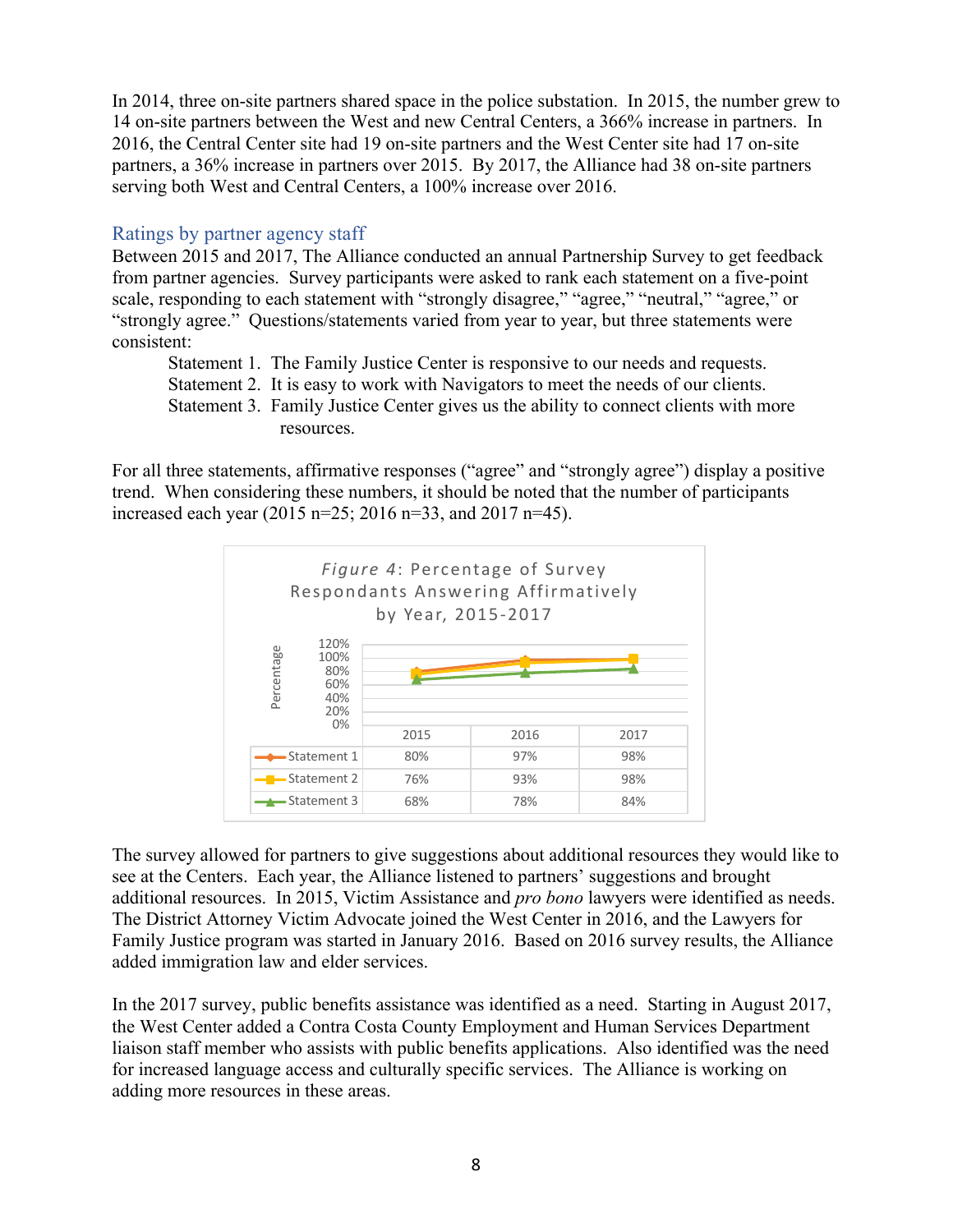In 2014, three on-site partners shared space in the police substation. In 2015, the number grew to 14 on-site partners between the West and new Central Centers, a 366% increase in partners. In 2016, the Central Center site had 19 on-site partners and the West Center site had 17 on-site partners, a 36% increase in partners over 2015. By 2017, the Alliance had 38 on-site partners serving both West and Central Centers, a 100% increase over 2016.

## Ratings by partner agency staff

Between 2015 and 2017, The Alliance conducted an annual Partnership Survey to get feedback from partner agencies. Survey participants were asked to rank each statement on a five-point scale, responding to each statement with "strongly disagree," "agree," "neutral," "agree," or "strongly agree." Questions/statements varied from year to year, but three statements were consistent:

> Statement 1. The Family Justice Center is responsive to our needs and requests.
> Statement 2. It is easy to work with Navigators to meet the needs of our clients.
> Statement 3. Family Justice Center gives us the ability to connect clients with more resources.

For all three statements, affirmative responses ("agree" and "strongly agree") display a positive trend. When considering these numbers, it should be noted that the number of participants increased each year (2015 n=25; 2016 n=33, and 2017 n=45).

*Figure 4*: Percentage of Survey Respondants Answering Affirmatively by Year, 2015-2017

| | 2015 | 2016 | 2017 |
|---|---|---|---|
| Statement 1 | 80% | 97% | 98% |
| Statement 2 | 76% | 93% | 98% |
| Statement 3 | 68% | 78% | 84% |

The survey allowed for partners to give suggestions about additional resources they would like to see at the Centers. Each year, the Alliance listened to partners' suggestions and brought additional resources. In 2015, Victim Assistance and *pro bono* lawyers were identified as needs. The District Attorney Victim Advocate joined the West Center in 2016, and the Lawyers for Family Justice program was started in January 2016. Based on 2016 survey results, the Alliance added immigration law and elder services.

In the 2017 survey, public benefits assistance was identified as a need. Starting in August 2017, the West Center added a Contra Costa County Employment and Human Services Department liaison staff member who assists with public benefits applications. Also identified was the need for increased language access and culturally specific services. The Alliance is working on adding more resources in these areas.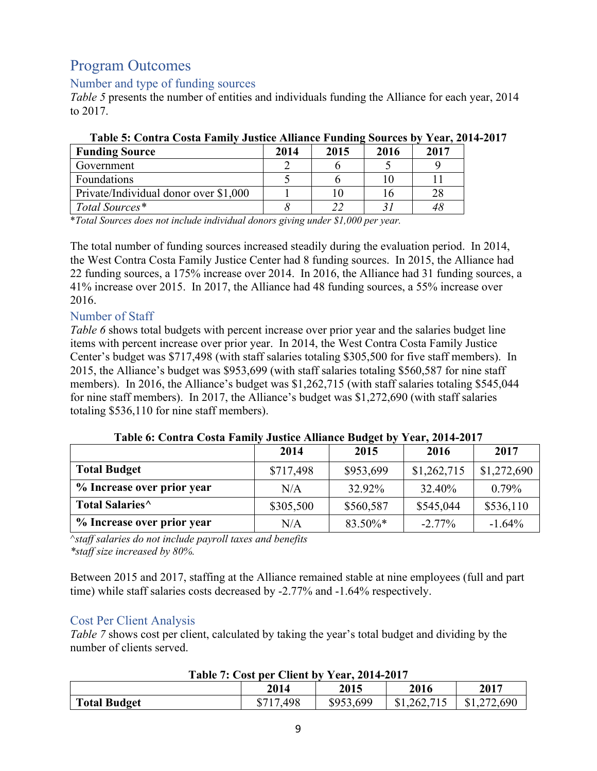## Program Outcomes

### Number and type of funding sources

*Table 5* presents the number of entities and individuals funding the Alliance for each year, 2014 to 2017.

**Table 5: Contra Costa Family Justice Alliance Funding Sources by Year, 2014-2017**

| Funding Source | 2014 | 2015 | 2016 | 2017 |
|---|---|---|---|---|
| Government | 2 | 6 | 5 | 9 |
| Foundations | 5 | 6 | 10 | 11 |
| Private/Individual donor over $1,000 | 1 | 10 | 16 | 28 |
| *Total Sources** | *8* | *22* | *31* | *48* |

**Total Sources does not include individual donors giving under $1,000 per year.*

The total number of funding sources increased steadily during the evaluation period. In 2014, the West Contra Costa Family Justice Center had 8 funding sources. In 2015, the Alliance had 22 funding sources, a 175% increase over 2014. In 2016, the Alliance had 31 funding sources, a 41% increase over 2015. In 2017, the Alliance had 48 funding sources, a 55% increase over 2016.

### Number of Staff

*Table 6* shows total budgets with percent increase over prior year and the salaries budget line items with percent increase over prior year. In 2014, the West Contra Costa Family Justice Center's budget was $717,498 (with staff salaries totaling $305,500 for five staff members). In 2015, the Alliance's budget was $953,699 (with staff salaries totaling $560,587 for nine staff members). In 2016, the Alliance's budget was $1,262,715 (with staff salaries totaling $545,044 for nine staff members). In 2017, the Alliance's budget was $1,272,690 (with staff salaries totaling $536,110 for nine staff members).

**Table 6: Contra Costa Family Justice Alliance Budget by Year, 2014-2017**

| | 2014 | 2015 | 2016 | 2017 |
|---|---|---|---|---|
| **Total Budget** | $717,498 | $953,699 | $1,262,715 | $1,272,690 |
| **% Increase over prior year** | N/A | 32.92% | 32.40% | 0.79% |
| **Total Salaries^** | $305,500 | $560,587 | $545,044 | $536,110 |
| **% Increase over prior year** | N/A | 83.50%* | -2.77% | -1.64% |

*^staff salaries do not include payroll taxes and benefits*
**staff size increased by 80%.*

Between 2015 and 2017, staffing at the Alliance remained stable at nine employees (full and part time) while staff salaries costs decreased by -2.77% and -1.64% respectively.

### Cost Per Client Analysis

*Table 7* shows cost per client, calculated by taking the year's total budget and dividing by the number of clients served.

**Table 7: Cost per Client by Year, 2014-2017**

| | 2014 | 2015 | 2016 | 2017 |
|---|---|---|---|---|
| **Total Budget** | $717,498 | $953,699 | $1,262,715 | $1,272,690 |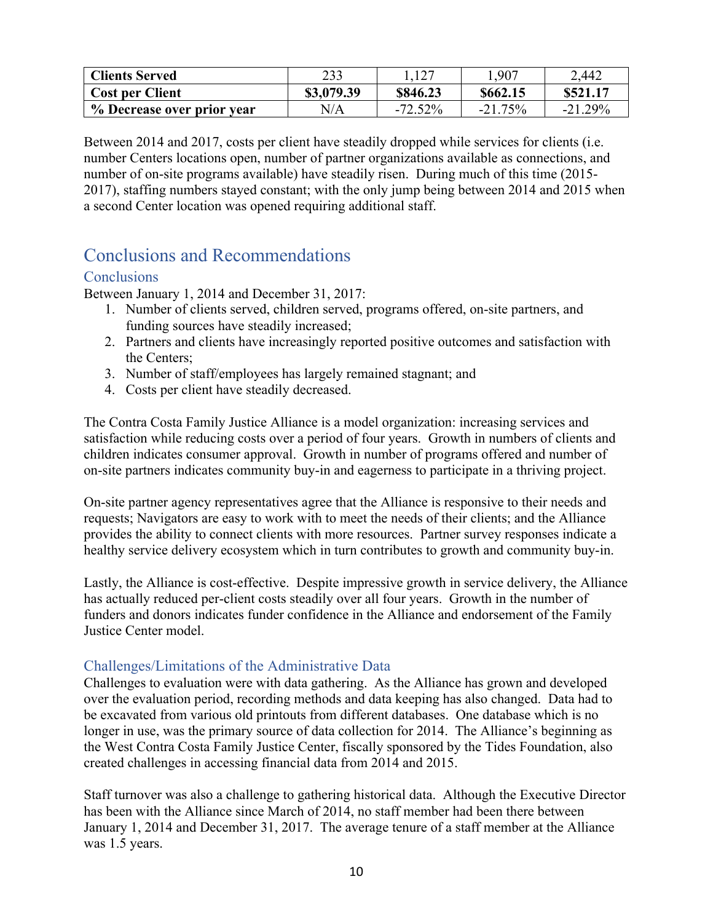| Clients Served | 233 | 1,127 | 1,907 | 2,442 |
|---|---|---|---|---|
| **Cost per Client** | **$3,079.39** | **$846.23** | **$662.15** | **$521.17** |
| **% Decrease over prior year** | N/A | -72.52% | -21.75% | -21.29% |

Between 2014 and 2017, costs per client have steadily dropped while services for clients (i.e. number Centers locations open, number of partner organizations available as connections, and number of on-site programs available) have steadily risen. During much of this time (2015-2017), staffing numbers stayed constant; with the only jump being between 2014 and 2015 when a second Center location was opened requiring additional staff.

## Conclusions and Recommendations

### Conclusions

Between January 1, 2014 and December 31, 2017:

1. Number of clients served, children served, programs offered, on-site partners, and funding sources have steadily increased;
2. Partners and clients have increasingly reported positive outcomes and satisfaction with the Centers;
3. Number of staff/employees has largely remained stagnant; and
4. Costs per client have steadily decreased.

The Contra Costa Family Justice Alliance is a model organization: increasing services and satisfaction while reducing costs over a period of four years. Growth in numbers of clients and children indicates consumer approval. Growth in number of programs offered and number of on-site partners indicates community buy-in and eagerness to participate in a thriving project.

On-site partner agency representatives agree that the Alliance is responsive to their needs and requests; Navigators are easy to work with to meet the needs of their clients; and the Alliance provides the ability to connect clients with more resources. Partner survey responses indicate a healthy service delivery ecosystem which in turn contributes to growth and community buy-in.

Lastly, the Alliance is cost-effective. Despite impressive growth in service delivery, the Alliance has actually reduced per-client costs steadily over all four years. Growth in the number of funders and donors indicates funder confidence in the Alliance and endorsement of the Family Justice Center model.

### Challenges/Limitations of the Administrative Data

Challenges to evaluation were with data gathering. As the Alliance has grown and developed over the evaluation period, recording methods and data keeping has also changed. Data had to be excavated from various old printouts from different databases. One database which is no longer in use, was the primary source of data collection for 2014. The Alliance's beginning as the West Contra Costa Family Justice Center, fiscally sponsored by the Tides Foundation, also created challenges in accessing financial data from 2014 and 2015.

Staff turnover was also a challenge to gathering historical data. Although the Executive Director has been with the Alliance since March of 2014, no staff member had been there between January 1, 2014 and December 31, 2017. The average tenure of a staff member at the Alliance was 1.5 years.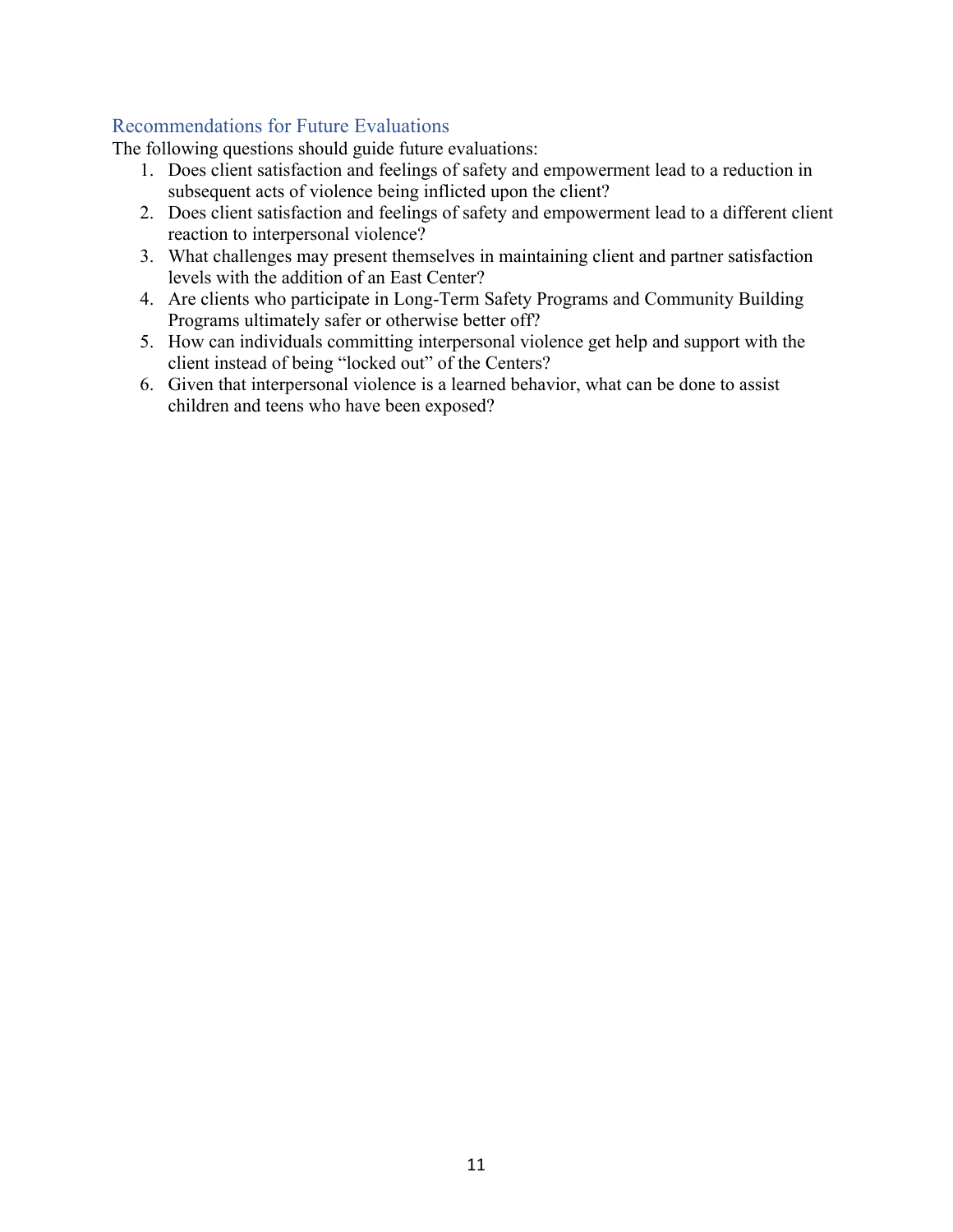## Recommendations for Future Evaluations

The following questions should guide future evaluations:

1. Does client satisfaction and feelings of safety and empowerment lead to a reduction in subsequent acts of violence being inflicted upon the client?
2. Does client satisfaction and feelings of safety and empowerment lead to a different client reaction to interpersonal violence?
3. What challenges may present themselves in maintaining client and partner satisfaction levels with the addition of an East Center?
4. Are clients who participate in Long-Term Safety Programs and Community Building Programs ultimately safer or otherwise better off?
5. How can individuals committing interpersonal violence get help and support with the client instead of being "locked out" of the Centers?
6. Given that interpersonal violence is a learned behavior, what can be done to assist children and teens who have been exposed?